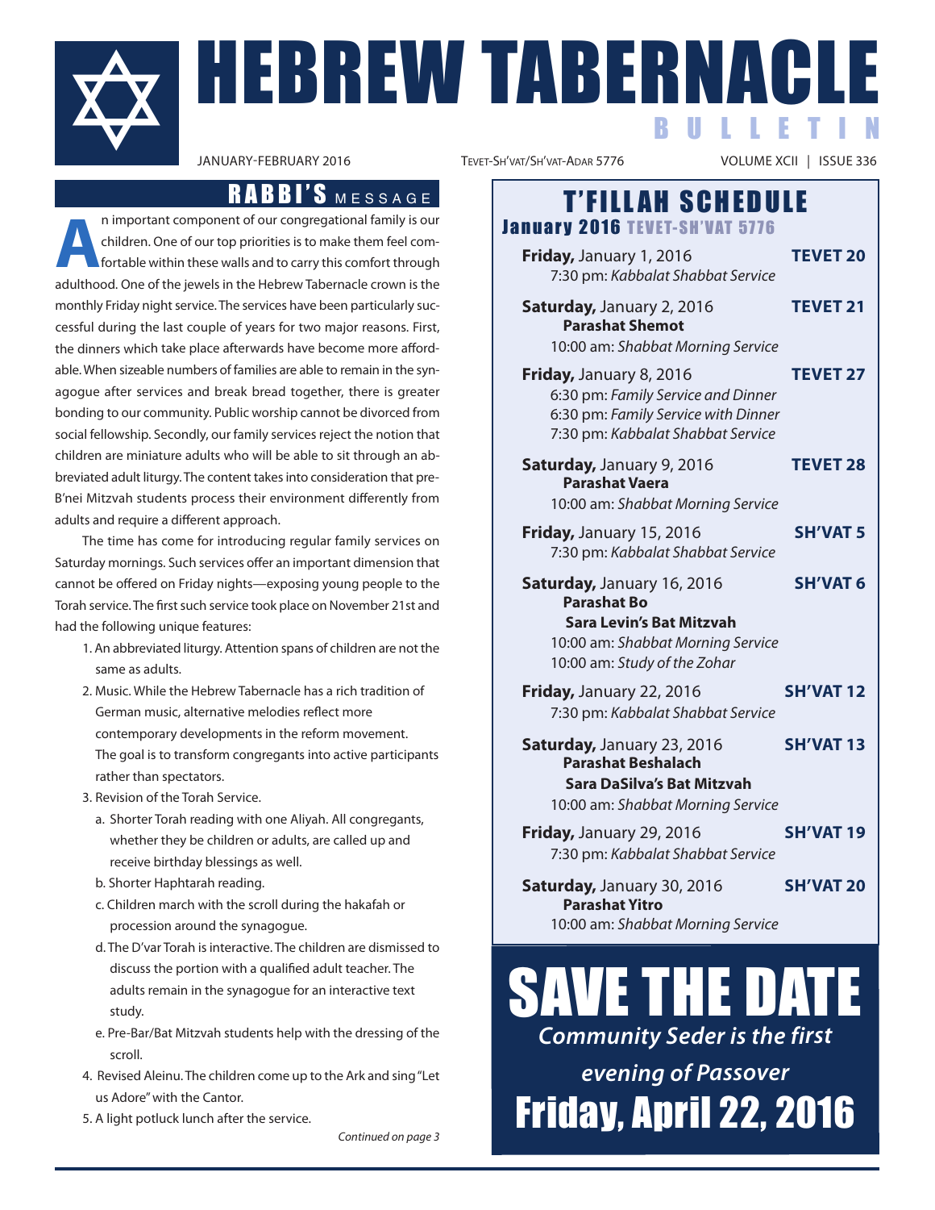# HEBREW TABERNACLE BULLETIN

JANUARY-FEBRUARY 2016 | TEVET-SH'VAT/SH'VAT-ADAR 5776 | VOLUME XCII | ISSUE 336

## RABBI'S MESSAGE

An important component of our congregational family is our children. One of our top priorities is to make them feel comfortable within these walls and to carry this comfort through adulthood. One of the jewels in the Hebrew Tabernacle crown is the monthly Friday night service. The services have been particularly successful during the last couple of years for two major reasons. First, the dinners which take place afterwards have become more affordable. When sizeable numbers of families are able to remain in the synagogue after services and break bread together, there is greater bonding to our community. Public worship cannot be divorced from social fellowship. Secondly, our family services reject the notion that children are miniature adults who will be able to sit through an abbreviated adult liturgy. The content takes into consideration that pre-B'nei Mitzvah students process their environment differently from adults and require a different approach.

The time has come for introducing regular family services on Saturday mornings. Such services offer an important dimension that cannot be offered on Friday nights—exposing young people to the Torah service. The first such service took place on November 21st and had the following unique features:

1. An abbreviated liturgy. Attention spans of children are not the same as adults.
2. Music. While the Hebrew Tabernacle has a rich tradition of German music, alternative melodies reflect more contemporary developments in the reform movement. The goal is to transform congregants into active participants rather than spectators.
3. Revision of the Torah Service.
   a. Shorter Torah reading with one Aliyah. All congregants, whether they be children or adults, are called up and receive birthday blessings as well.
   b. Shorter Haphtarah reading.
   c. Children march with the scroll during the hakafah or procession around the synagogue.
   d. The D'var Torah is interactive. The children are dismissed to discuss the portion with a qualified adult teacher. The adults remain in the synagogue for an interactive text study.
   e. Pre-Bar/Bat Mitzvah students help with the dressing of the scroll.
4. Revised Aleinu. The children come up to the Ark and sing "Let us Adore" with the Cantor.
5. A light potluck lunch after the service.

*Continued on page 3*

## T'FILLAH SCHEDULE

### January 2016 TEVET-SH'VAT 5776

**Friday,** January 1, 2016 — **TEVET 20**
7:30 pm: *Kabbalat Shabbat Service*

**Saturday,** January 2, 2016 — **TEVET 21**
**Parashat Shemot**
10:00 am: *Shabbat Morning Service*

**Friday,** January 8, 2016 — **TEVET 27**
6:30 pm: *Family Service and Dinner*
6:30 pm: *Family Service with Dinner*
7:30 pm: *Kabbalat Shabbat Service*

**Saturday,** January 9, 2016 — **TEVET 28**
**Parashat Vaera**
10:00 am: *Shabbat Morning Service*

**Friday,** January 15, 2016 — **SH'VAT 5**
7:30 pm: *Kabbalat Shabbat Service*

**Saturday,** January 16, 2016 — **SH'VAT 6**
**Parashat Bo**
**Sara Levin's Bat Mitzvah**
10:00 am: *Shabbat Morning Service*
10:00 am: *Study of the Zohar*

**Friday,** January 22, 2016 — **SH'VAT 12**
7:30 pm: *Kabbalat Shabbat Service*

**Saturday,** January 23, 2016 — **SH'VAT 13**
**Parashat Beshalach**
**Sara DaSilva's Bat Mitzvah**
10:00 am: *Shabbat Morning Service*

**Friday,** January 29, 2016 — **SH'VAT 19**
7:30 pm: *Kabbalat Shabbat Service*

**Saturday,** January 30, 2016 — **SH'VAT 20**
**Parashat Yitro**
10:00 am: *Shabbat Morning Service*

## SAVE THE DATE

***Community Seder is the first evening of Passover***

**Friday, April 22, 2016**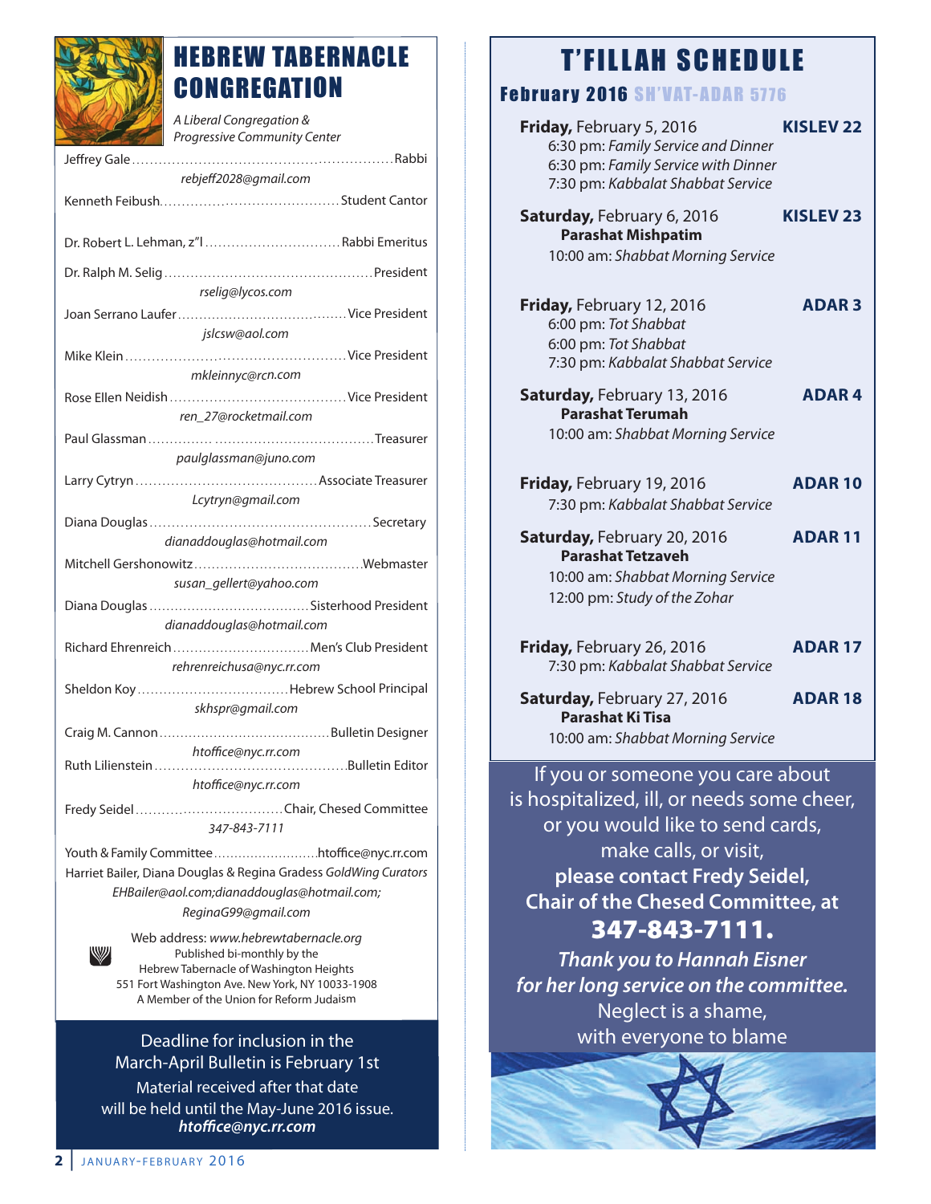# HEBREW TABERNACLE CONGREGATION

*A Liberal Congregation & Progressive Community Center*

Jeffrey Gale .......... Rabbi
*rebjeff2028@gmail.com*

Kenneth Feibush .......... Student Cantor

Dr. Robert L. Lehman, z"l .......... Rabbi Emeritus

Dr. Ralph M. Selig .......... President
*rselig@lycos.com*

Joan Serrano Laufer .......... Vice President
*jslcsw@aol.com*

Mike Klein .......... Vice President
*mkleinnyc@rcn.com*

Rose Ellen Neidish .......... Vice President
*ren_27@rocketmail.com*

Paul Glassman .......... Treasurer
*paulglassman@juno.com*

Larry Cytryn .......... Associate Treasurer
*Lcytryn@gmail.com*

Diana Douglas .......... Secretary
*dianaddouglas@hotmail.com*

Mitchell Gershonowitz .......... Webmaster
*susan_gellert@yahoo.com*

Diana Douglas .......... Sisterhood President
*dianaddouglas@hotmail.com*

Richard Ehrenreich .......... Men's Club President
*rehrenreichusa@nyc.rr.com*

Sheldon Koy .......... Hebrew School Principal
*skhspr@gmail.com*

Craig M. Cannon .......... Bulletin Designer
*htoffice@nyc.rr.com*

Ruth Lilienstein .......... Bulletin Editor
*htoffice@nyc.rr.com*

Fredy Seidel .......... Chair, Chesed Committee
*347-843-7111*

Youth & Family Committee .......... htoffice@nyc.rr.com

Harriet Bailer, Diana Douglas & Regina Gradess *GoldWing Curators*
*EHBailer@aol.com;dianaddouglas@hotmail.com; ReginaG99@gmail.com*

Web address: *www.hebrewtabernacle.org*
Published bi-monthly by the
Hebrew Tabernacle of Washington Heights
551 Fort Washington Ave. New York, NY 10033-1908
A Member of the Union for Reform Judaism

Deadline for inclusion in the March-April Bulletin is February 1st
Material received after that date will be held until the May-June 2016 issue.
***htoffice@nyc.rr.com***

# T'FILLAH SCHEDULE

## February 2016 SH'VAT-ADAR 5776

**Friday,** February 5, 2016 — **KISLEV 22**
6:30 pm: *Family Service and Dinner*
6:30 pm: *Family Service with Dinner*
7:30 pm: *Kabbalat Shabbat Service*

**Saturday,** February 6, 2016 — **KISLEV 23**
**Parashat Mishpatim**
10:00 am: *Shabbat Morning Service*

**Friday,** February 12, 2016 — **ADAR 3**
6:00 pm: *Tot Shabbat*
6:00 pm: *Tot Shabbat*
7:30 pm: *Kabbalat Shabbat Service*

**Saturday,** February 13, 2016 — **ADAR 4**
**Parashat Terumah**
10:00 am: *Shabbat Morning Service*

**Friday,** February 19, 2016 — **ADAR 10**
7:30 pm: *Kabbalat Shabbat Service*

**Saturday,** February 20, 2016 — **ADAR 11**
**Parashat Tetzaveh**
10:00 am: *Shabbat Morning Service*
12:00 pm: *Study of the Zohar*

**Friday,** February 26, 2016 — **ADAR 17**
7:30 pm: *Kabbalat Shabbat Service*

**Saturday,** February 27, 2016 — **ADAR 18**
**Parashat Ki Tisa**
10:00 am: *Shabbat Morning Service*

If you or someone you care about is hospitalized, ill, or needs some cheer, or you would like to send cards, make calls, or visit,
**please contact Fredy Seidel, Chair of the Chesed Committee, at**
**347-843-7111.**

***Thank you to Hannah Eisner for her long service on the committee.***

Neglect is a shame, with everyone to blame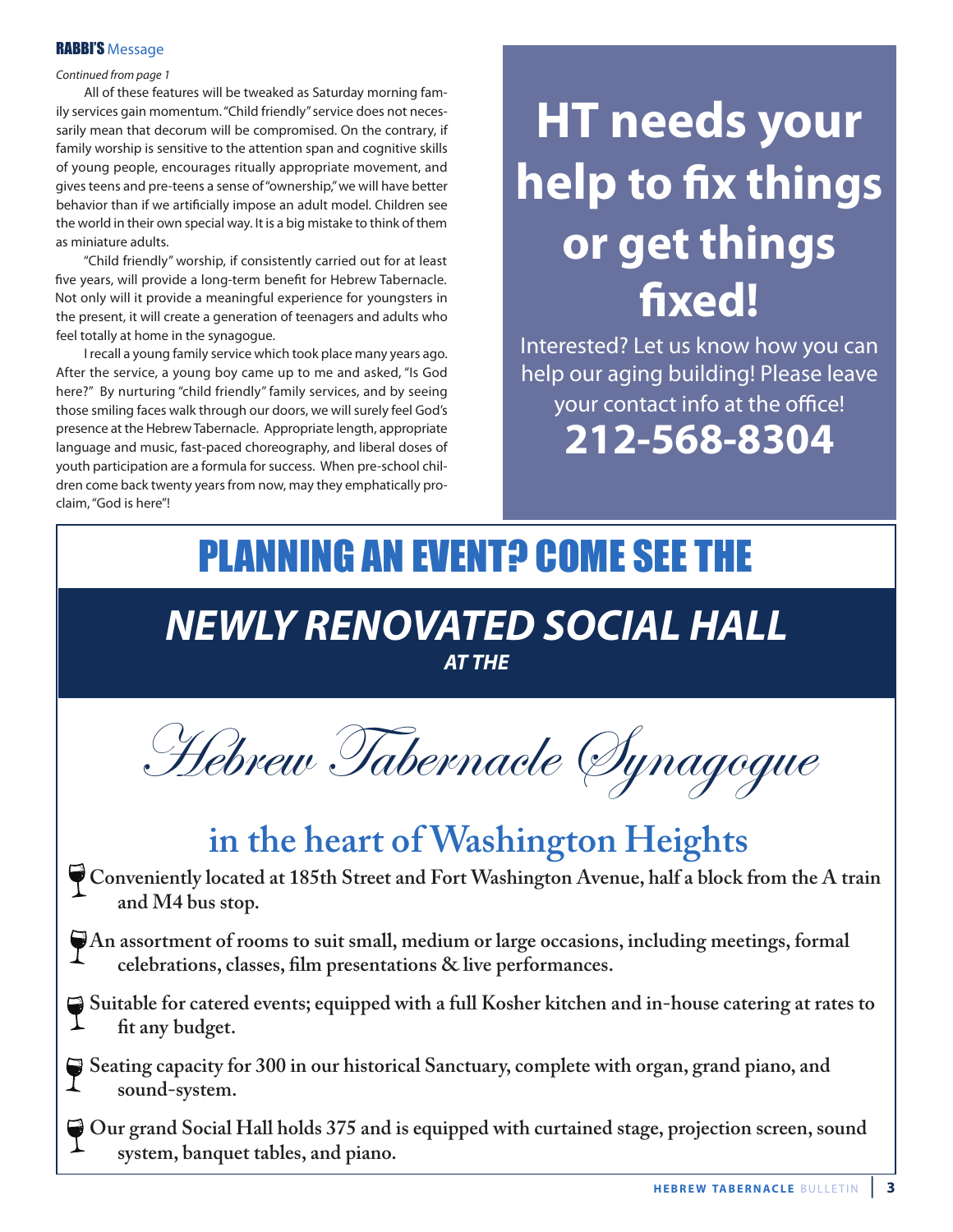## RABBI'S Message

*Continued from page 1*

All of these features will be tweaked as Saturday morning family services gain momentum. "Child friendly" service does not necessarily mean that decorum will be compromised. On the contrary, if family worship is sensitive to the attention span and cognitive skills of young people, encourages ritually appropriate movement, and gives teens and pre-teens a sense of "ownership," we will have better behavior than if we artificially impose an adult model. Children see the world in their own special way. It is a big mistake to think of them as miniature adults.

"Child friendly" worship, if consistently carried out for at least five years, will provide a long-term benefit for Hebrew Tabernacle. Not only will it provide a meaningful experience for youngsters in the present, it will create a generation of teenagers and adults who feel totally at home in the synagogue.

I recall a young family service which took place many years ago. After the service, a young boy came up to me and asked, "Is God here?" By nurturing "child friendly" family services, and by seeing those smiling faces walk through our doors, we will surely feel God's presence at the Hebrew Tabernacle. Appropriate length, appropriate language and music, fast-paced choreography, and liberal doses of youth participation are a formula for success. When pre-school children come back twenty years from now, may they emphatically proclaim, "God is here"!

# HT needs your help to fix things or get things fixed!

Interested? Let us know how you can help our aging building! Please leave your contact info at the office!

**212-568-8304**

# PLANNING AN EVENT? COME SEE THE

## *NEWLY RENOVATED SOCIAL HALL*

***AT THE***

## *Hebrew Tabernacle Synagogue*

## in the heart of Washington Heights

- **Conveniently located at 185th Street and Fort Washington Avenue, half a block from the A train and M4 bus stop.**
- **An assortment of rooms to suit small, medium or large occasions, including meetings, formal celebrations, classes, film presentations & live performances.**
- **Suitable for catered events; equipped with a full Kosher kitchen and in-house catering at rates to fit any budget.**
- **Seating capacity for 300 in our historical Sanctuary, complete with organ, grand piano, and sound-system.**
- **Our grand Social Hall holds 375 and is equipped with curtained stage, projection screen, sound system, banquet tables, and piano.**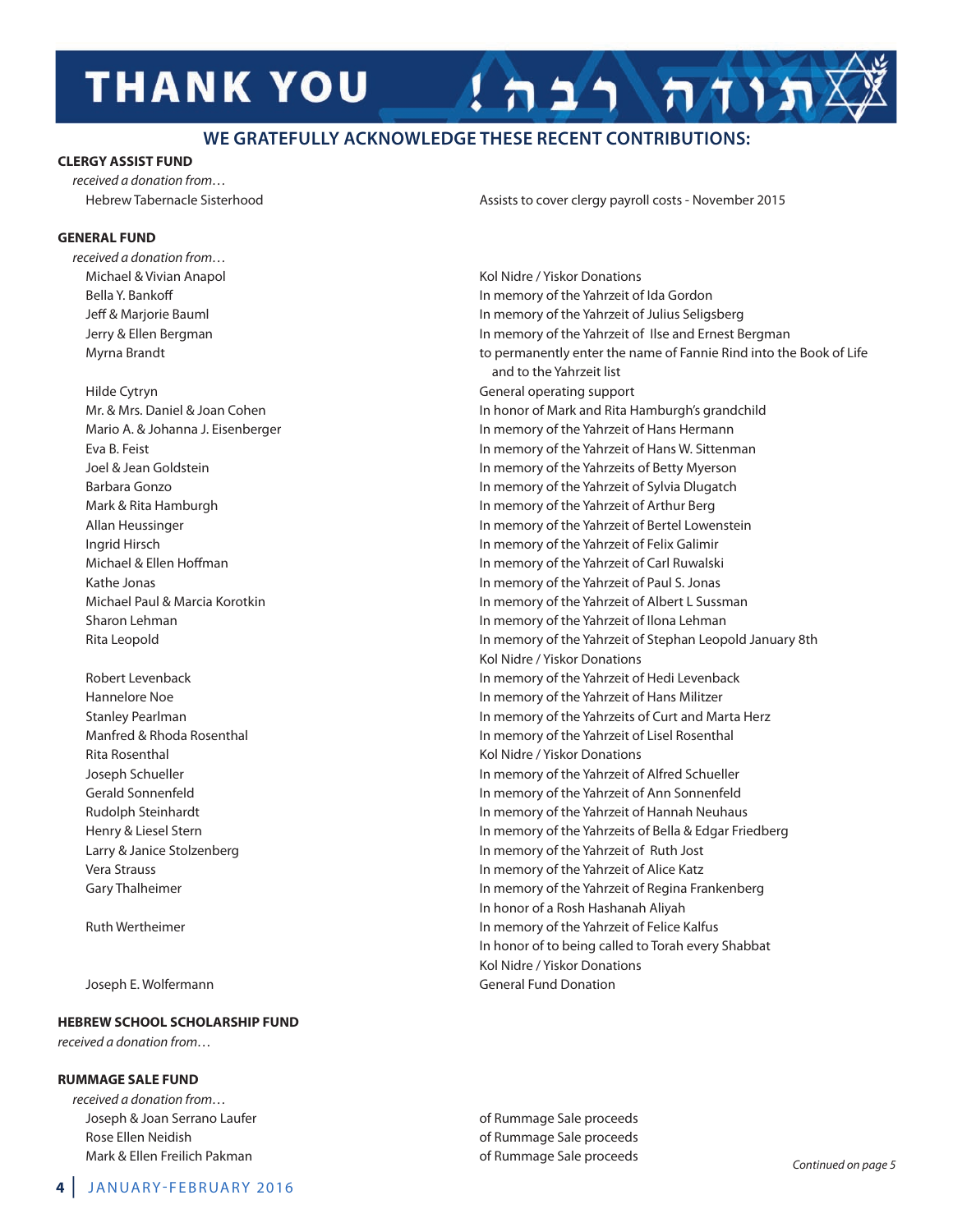# THANK YOU תודה רבה!

## WE GRATEFULLY ACKNOWLEDGE THESE RECENT CONTRIBUTIONS:

### CLERGY ASSIST FUND

*received a donation from…*

| Donor | Purpose |
|---|---|
| Hebrew Tabernacle Sisterhood | Assists to cover clergy payroll costs - November 2015 |

### GENERAL FUND

*received a donation from…*

| Donor | Purpose |
|---|---|
| Michael & Vivian Anapol | Kol Nidre / Yiskor Donations |
| Bella Y. Bankoff | In memory of the Yahrzeit of Ida Gordon |
| Jeff & Marjorie Bauml | In memory of the Yahrzeit of Julius Seligsberg |
| Jerry & Ellen Bergman | In memory of the Yahrzeit of Ilse and Ernest Bergman |
| Myrna Brandt | to permanently enter the name of Fannie Rind into the Book of Life and to the Yahrzeit list |
| Hilde Cytryn | General operating support |
| Mr. & Mrs. Daniel & Joan Cohen | In honor of Mark and Rita Hamburgh's grandchild |
| Mario A. & Johanna J. Eisenberger | In memory of the Yahrzeit of Hans Hermann |
| Eva B. Feist | In memory of the Yahrzeit of Hans W. Sittenman |
| Joel & Jean Goldstein | In memory of the Yahrzeits of Betty Myerson |
| Barbara Gonzo | In memory of the Yahrzeit of Sylvia Dlugatch |
| Mark & Rita Hamburgh | In memory of the Yahrzeit of Arthur Berg |
| Allan Heussinger | In memory of the Yahrzeit of Bertel Lowenstein |
| Ingrid Hirsch | In memory of the Yahrzeit of Felix Galimir |
| Michael & Ellen Hoffman | In memory of the Yahrzeit of Carl Ruwalski |
| Kathe Jonas | In memory of the Yahrzeit of Paul S. Jonas |
| Michael Paul & Marcia Korotkin | In memory of the Yahrzeit of Albert L Sussman |
| Sharon Lehman | In memory of the Yahrzeit of Ilona Lehman |
| Rita Leopold | In memory of the Yahrzeit of Stephan Leopold January 8th<br>Kol Nidre / Yiskor Donations |
| Robert Levenback | In memory of the Yahrzeit of Hedi Levenback |
| Hannelore Noe | In memory of the Yahrzeit of Hans Militzer |
| Stanley Pearlman | In memory of the Yahrzeits of Curt and Marta Herz |
| Manfred & Rhoda Rosenthal | In memory of the Yahrzeit of Lisel Rosenthal |
| Rita Rosenthal | Kol Nidre / Yiskor Donations |
| Joseph Schueller | In memory of the Yahrzeit of Alfred Schueller |
| Gerald Sonnenfeld | In memory of the Yahrzeit of Ann Sonnenfeld |
| Rudolph Steinhardt | In memory of the Yahrzeit of Hannah Neuhaus |
| Henry & Liesel Stern | In memory of the Yahrzeits of Bella & Edgar Friedberg |
| Larry & Janice Stolzenberg | In memory of the Yahrzeit of Ruth Jost |
| Vera Strauss | In memory of the Yahrzeit of Alice Katz |
| Gary Thalheimer | In memory of the Yahrzeit of Regina Frankenberg<br>In honor of a Rosh Hashanah Aliyah |
| Ruth Wertheimer | In memory of the Yahrzeit of Felice Kalfus<br>In honor of to being called to Torah every Shabbat<br>Kol Nidre / Yiskor Donations |
| Joseph E. Wolfermann | General Fund Donation |

### HEBREW SCHOOL SCHOLARSHIP FUND

*received a donation from…*

### RUMMAGE SALE FUND

*received a donation from…*

| Donor | Purpose |
|---|---|
| Joseph & Joan Serrano Laufer | of Rummage Sale proceeds |
| Rose Ellen Neidish | of Rummage Sale proceeds |
| Mark & Ellen Freilich Pakman | of Rummage Sale proceeds |

*Continued on page 5*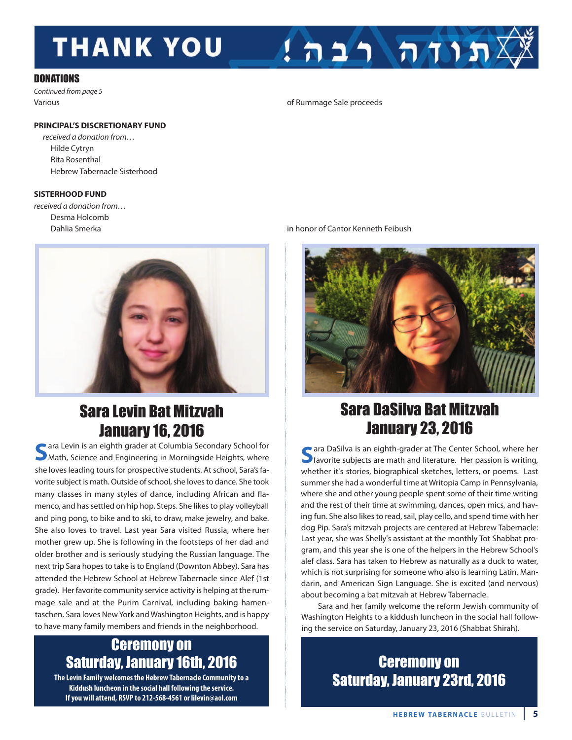# THANK YOU !תודה רבה

## DONATIONS

*Continued from page 5*

Various — of Rummage Sale proceeds

**PRINCIPAL'S DISCRETIONARY FUND**

*received a donation from…*

Hilde Cytryn
Rita Rosenthal
Hebrew Tabernacle Sisterhood

**SISTERHOOD FUND**

*received a donation from…*

Desma Holcomb
Dahlia Smerka — in honor of Cantor Kenneth Feibush

## Sara Levin Bat Mitzvah January 16, 2016

Sara Levin is an eighth grader at Columbia Secondary School for Math, Science and Engineering in Morningside Heights, where she loves leading tours for prospective students. At school, Sara's favorite subject is math. Outside of school, she loves to dance. She took many classes in many styles of dance, including African and flamenco, and has settled on hip hop. Steps. She likes to play volleyball and ping pong, to bike and to ski, to draw, make jewelry, and bake. She also loves to travel. Last year Sara visited Russia, where her mother grew up. She is following in the footsteps of her dad and older brother and is seriously studying the Russian language. The next trip Sara hopes to take is to England (Downton Abbey). Sara has attended the Hebrew School at Hebrew Tabernacle since Alef (1st grade). Her favorite community service activity is helping at the rummage sale and at the Purim Carnival, including baking hamentaschen. Sara loves New York and Washington Heights, and is happy to have many family members and friends in the neighborhood.

### Ceremony on Saturday, January 16th, 2016

**The Levin Family welcomes the Hebrew Tabernacle Community to a Kiddush luncheon in the social hall following the service. If you will attend, RSVP to 212-568-4561 or lilevin@aol.com**

## Sara DaSilva Bat Mitzvah January 23, 2016

Sara DaSilva is an eighth-grader at The Center School, where her favorite subjects are math and literature. Her passion is writing, whether it's stories, biographical sketches, letters, or poems. Last summer she had a wonderful time at Writopia Camp in Pennsylvania, where she and other young people spent some of their time writing and the rest of their time at swimming, dances, open mics, and having fun. She also likes to read, sail, play cello, and spend time with her dog Pip. Sara's mitzvah projects are centered at Hebrew Tabernacle: Last year, she was Shelly's assistant at the monthly Tot Shabbat program, and this year she is one of the helpers in the Hebrew School's alef class. Sara has taken to Hebrew as naturally as a duck to water, which is not surprising for someone who also is learning Latin, Mandarin, and American Sign Language. She is excited (and nervous) about becoming a bat mitzvah at Hebrew Tabernacle.

Sara and her family welcome the reform Jewish community of Washington Heights to a kiddush luncheon in the social hall following the service on Saturday, January 23, 2016 (Shabbat Shirah).

### Ceremony on Saturday, January 23rd, 2016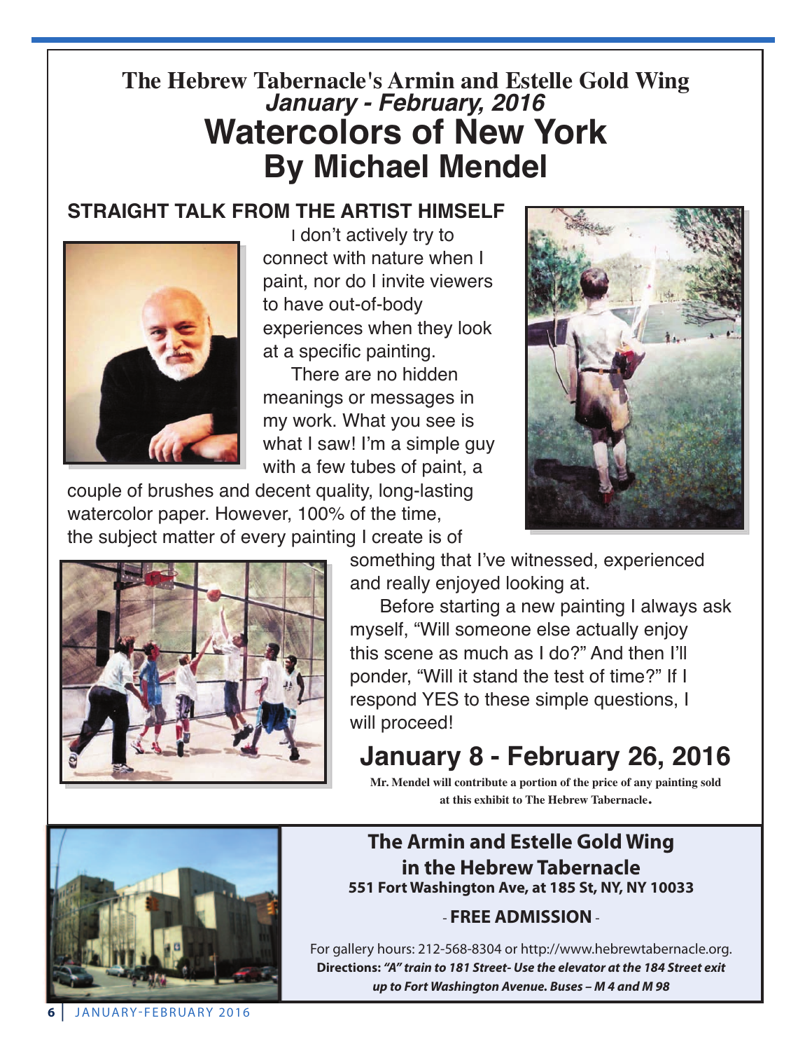# The Hebrew Tabernacle's Armin and Estelle Gold Wing

***January - February, 2016***

# Watercolors of New York
# By Michael Mendel

## STRAIGHT TALK FROM THE ARTIST HIMSELF

I don't actively try to connect with nature when I paint, nor do I invite viewers to have out-of-body experiences when they look at a specific painting.

There are no hidden meanings or messages in my work. What you see is what I saw! I'm a simple guy with a few tubes of paint, a couple of brushes and decent quality, long-lasting watercolor paper. However, 100% of the time, the subject matter of every painting I create is of something that I've witnessed, experienced and really enjoyed looking at.

Before starting a new painting I always ask myself, "Will someone else actually enjoy this scene as much as I do?" And then I'll ponder, "Will it stand the test of time?" If I respond YES to these simple questions, I will proceed!

## January 8 - February 26, 2016

**Mr. Mendel will contribute a portion of the price of any painting sold at this exhibit to The Hebrew Tabernacle.**

### The Armin and Estelle Gold Wing in the Hebrew Tabernacle

**551 Fort Washington Ave, at 185 St, NY, NY 10033**

**- FREE ADMISSION -**

For gallery hours: 212-568-8304 or http://www.hebrewtabernacle.org.

**Directions:** ***"A" train to 181 Street- Use the elevator at the 184 Street exit up to Fort Washington Avenue. Buses – M 4 and M 98***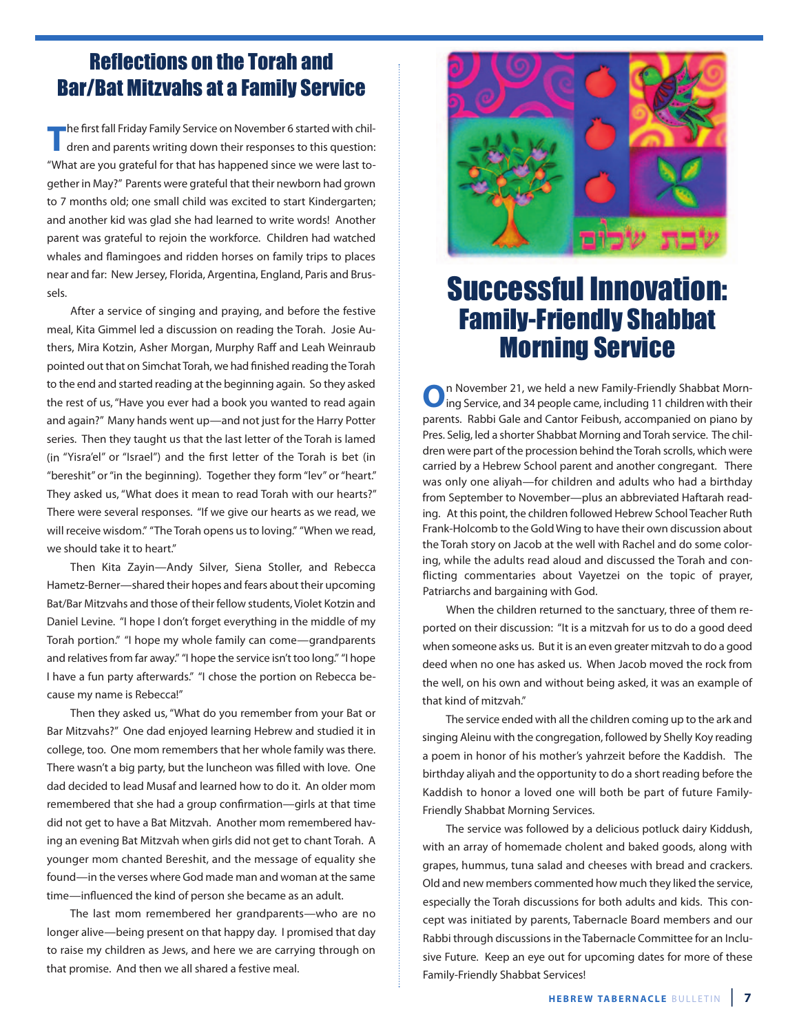## Reflections on the Torah and Bar/Bat Mitzvahs at a Family Service

The first fall Friday Family Service on November 6 started with children and parents writing down their responses to this question: "What are you grateful for that has happened since we were last together in May?" Parents were grateful that their newborn had grown to 7 months old; one small child was excited to start Kindergarten; and another kid was glad she had learned to write words! Another parent was grateful to rejoin the workforce. Children had watched whales and flamingoes and ridden horses on family trips to places near and far: New Jersey, Florida, Argentina, England, Paris and Brussels.

After a service of singing and praying, and before the festive meal, Kita Gimmel led a discussion on reading the Torah. Josie Authers, Mira Kotzin, Asher Morgan, Murphy Raff and Leah Weinraub pointed out that on Simchat Torah, we had finished reading the Torah to the end and started reading at the beginning again. So they asked the rest of us, "Have you ever had a book you wanted to read again and again?" Many hands went up—and not just for the Harry Potter series. Then they taught us that the last letter of the Torah is lamed (in "Yisra'el" or "Israel") and the first letter of the Torah is bet (in "bereshit" or "in the beginning). Together they form "lev" or "heart." They asked us, "What does it mean to read Torah with our hearts?" There were several responses. "If we give our hearts as we read, we will receive wisdom." "The Torah opens us to loving." "When we read, we should take it to heart."

Then Kita Zayin—Andy Silver, Siena Stoller, and Rebecca Hametz-Berner—shared their hopes and fears about their upcoming Bat/Bar Mitzvahs and those of their fellow students, Violet Kotzin and Daniel Levine. "I hope I don't forget everything in the middle of my Torah portion." "I hope my whole family can come—grandparents and relatives from far away." "I hope the service isn't too long." "I hope I have a fun party afterwards." "I chose the portion on Rebecca because my name is Rebecca!"

Then they asked us, "What do you remember from your Bat or Bar Mitzvahs?" One dad enjoyed learning Hebrew and studied it in college, too. One mom remembers that her whole family was there. There wasn't a big party, but the luncheon was filled with love. One dad decided to lead Musaf and learned how to do it. An older mom remembered that she had a group confirmation—girls at that time did not get to have a Bat Mitzvah. Another mom remembered having an evening Bat Mitzvah when girls did not get to chant Torah. A younger mom chanted Bereshit, and the message of equality she found—in the verses where God made man and woman at the same time—influenced the kind of person she became as an adult.

The last mom remembered her grandparents—who are no longer alive—being present on that happy day. I promised that day to raise my children as Jews, and here we are carrying through on that promise. And then we all shared a festive meal.

שבת שלום

# Successful Innovation:
## Family-Friendly Shabbat Morning Service

On November 21, we held a new Family-Friendly Shabbat Morning Service, and 34 people came, including 11 children with their parents. Rabbi Gale and Cantor Feibush, accompanied on piano by Pres. Selig, led a shorter Shabbat Morning and Torah service. The children were part of the procession behind the Torah scrolls, which were carried by a Hebrew School parent and another congregant. There was only one aliyah—for children and adults who had a birthday from September to November—plus an abbreviated Haftarah reading. At this point, the children followed Hebrew School Teacher Ruth Frank-Holcomb to the Gold Wing to have their own discussion about the Torah story on Jacob at the well with Rachel and do some coloring, while the adults read aloud and discussed the Torah and conflicting commentaries about Vayetzei on the topic of prayer, Patriarchs and bargaining with God.

When the children returned to the sanctuary, three of them reported on their discussion: "It is a mitzvah for us to do a good deed when someone asks us. But it is an even greater mitzvah to do a good deed when no one has asked us. When Jacob moved the rock from the well, on his own and without being asked, it was an example of that kind of mitzvah."

The service ended with all the children coming up to the ark and singing Aleinu with the congregation, followed by Shelly Koy reading a poem in honor of his mother's yahrzeit before the Kaddish. The birthday aliyah and the opportunity to do a short reading before the Kaddish to honor a loved one will both be part of future Family-Friendly Shabbat Morning Services.

The service was followed by a delicious potluck dairy Kiddush, with an array of homemade cholent and baked goods, along with grapes, hummus, tuna salad and cheeses with bread and crackers. Old and new members commented how much they liked the service, especially the Torah discussions for both adults and kids. This concept was initiated by parents, Tabernacle Board members and our Rabbi through discussions in the Tabernacle Committee for an Inclusive Future. Keep an eye out for upcoming dates for more of these Family-Friendly Shabbat Services!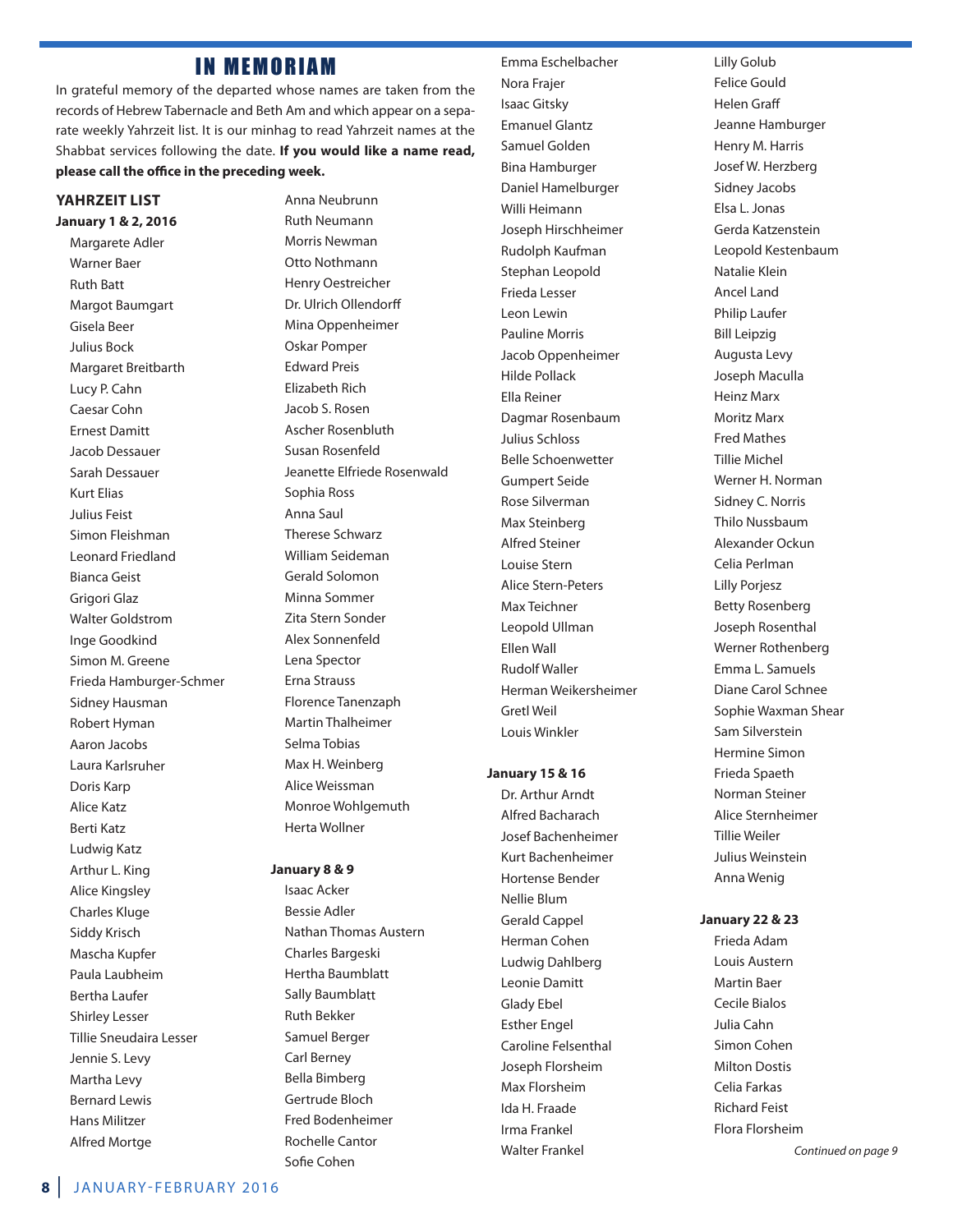# IN MEMORIAM

In grateful memory of the departed whose names are taken from the records of Hebrew Tabernacle and Beth Am and which appear on a separate weekly Yahrzeit list. It is our minhag to read Yahrzeit names at the Shabbat services following the date. **If you would like a name read, please call the office in the preceding week.**

### YAHRZEIT LIST

**January 1 & 2, 2016**

Margarete Adler
Warner Baer
Ruth Batt
Margot Baumgart
Gisela Beer
Julius Bock
Margaret Breitbarth
Lucy P. Cahn
Caesar Cohn
Ernest Damitt
Jacob Dessauer
Sarah Dessauer
Kurt Elias
Julius Feist
Simon Fleishman
Leonard Friedland
Bianca Geist
Grigori Glaz
Walter Goldstrom
Inge Goodkind
Simon M. Greene
Frieda Hamburger-Schmer
Sidney Hausman
Robert Hyman
Aaron Jacobs
Laura Karlsruher
Doris Karp
Alice Katz
Berti Katz
Ludwig Katz
Arthur L. King
Alice Kingsley
Charles Kluge
Siddy Krisch
Mascha Kupfer
Paula Laubheim
Bertha Laufer
Shirley Lesser
Tillie Sneudaira Lesser
Jennie S. Levy
Martha Levy
Bernard Lewis
Hans Militzer
Alfred Mortge
Anna Neubrunn
Ruth Neumann
Morris Newman
Otto Nothmann
Henry Oestreicher
Dr. Ulrich Ollendorff
Mina Oppenheimer
Oskar Pomper
Edward Preis
Elizabeth Rich
Jacob S. Rosen
Ascher Rosenbluth
Susan Rosenfeld
Jeanette Elfriede Rosenwald
Sophia Ross
Anna Saul
Therese Schwarz
William Seideman
Gerald Solomon
Minna Sommer
Zita Stern Sonder
Alex Sonnenfeld
Lena Spector
Erna Strauss
Florence Tanenzaph
Martin Thalheimer
Selma Tobias
Max H. Weinberg
Alice Weissman
Monroe Wohlgemuth
Herta Wollner

**January 8 & 9**

Isaac Acker
Bessie Adler
Nathan Thomas Austern
Charles Bargeski
Hertha Baumblatt
Sally Baumblatt
Ruth Bekker
Samuel Berger
Carl Berney
Bella Bimberg
Gertrude Bloch
Fred Bodenheimer
Rochelle Cantor
Sofie Cohen
Emma Eschelbacher
Nora Frajer
Isaac Gitsky
Emanuel Glantz
Samuel Golden
Bina Hamburger
Daniel Hamelburger
Willi Heimann
Joseph Hirschheimer
Rudolph Kaufman
Stephan Leopold
Frieda Lesser
Leon Lewin
Pauline Morris
Jacob Oppenheimer
Hilde Pollack
Ella Reiner
Dagmar Rosenbaum
Julius Schloss
Belle Schoenwetter
Gumpert Seide
Rose Silverman
Max Steinberg
Alfred Steiner
Louise Stern
Alice Stern-Peters
Max Teichner
Leopold Ullman
Ellen Wall
Rudolf Waller
Herman Weikersheimer
Gretl Weil
Louis Winkler

**January 15 & 16**

Dr. Arthur Arndt
Alfred Bacharach
Josef Bachenheimer
Kurt Bachenheimer
Hortense Bender
Nellie Blum
Gerald Cappel
Herman Cohen
Ludwig Dahlberg
Leonie Damitt
Glady Ebel
Esther Engel
Caroline Felsenthal
Joseph Florsheim
Max Florsheim
Ida H. Fraade
Irma Frankel
Walter Frankel
Lilly Golub
Felice Gould
Helen Graff
Jeanne Hamburger
Henry M. Harris
Josef W. Herzberg
Sidney Jacobs
Elsa L. Jonas
Gerda Katzenstein
Leopold Kestenbaum
Natalie Klein
Ancel Land
Philip Laufer
Bill Leipzig
Augusta Levy
Joseph Maculla
Heinz Marx
Moritz Marx
Fred Mathes
Tillie Michel
Werner H. Norman
Sidney C. Norris
Thilo Nussbaum
Alexander Ockun
Celia Perlman
Lilly Porjesz
Betty Rosenberg
Joseph Rosenthal
Werner Rothenberg
Emma L. Samuels
Diane Carol Schnee
Sophie Waxman Shear
Sam Silverstein
Hermine Simon
Frieda Spaeth
Norman Steiner
Alice Sternheimer
Tillie Weiler
Julius Weinstein
Anna Wenig

**January 22 & 23**

Frieda Adam
Louis Austern
Martin Baer
Cecile Bialos
Julia Cahn
Simon Cohen
Milton Dostis
Celia Farkas
Richard Feist
Flora Florsheim

*Continued on page 9*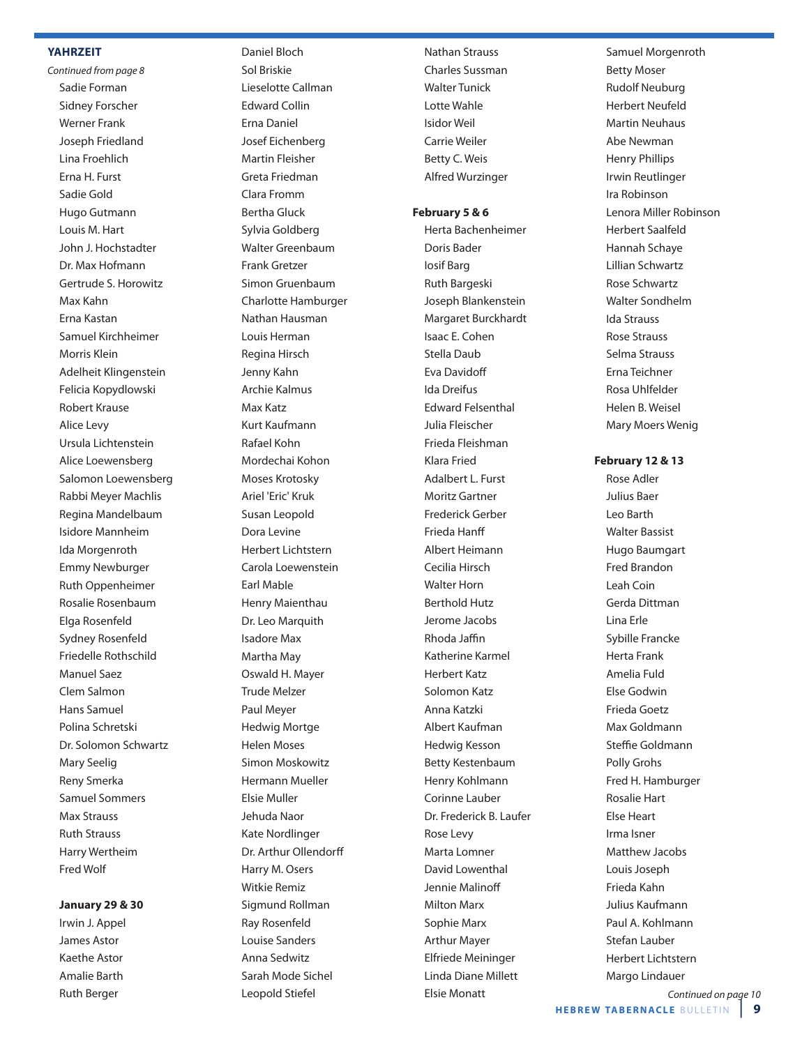## YAHRZEIT

*Continued from page 8*

Sadie Forman
Sidney Forscher
Werner Frank
Joseph Friedland
Lina Froehlich
Erna H. Furst
Sadie Gold
Hugo Gutmann
Louis M. Hart
John J. Hochstadter
Dr. Max Hofmann
Gertrude S. Horowitz
Max Kahn
Erna Kastan
Samuel Kirchheimer
Morris Klein
Adelheit Klingenstein
Felicia Kopydlowski
Robert Krause
Alice Levy
Ursula Lichtenstein
Alice Loewensberg
Salomon Loewensberg
Rabbi Meyer Machlis
Regina Mandelbaum
Isidore Mannheim
Ida Morgenroth
Emmy Newburger
Ruth Oppenheimer
Rosalie Rosenbaum
Elga Rosenfeld
Sydney Rosenfeld
Friedelle Rothschild
Manuel Saez
Clem Salmon
Hans Samuel
Polina Schretski
Dr. Solomon Schwartz
Mary Seelig
Reny Smerka
Samuel Sommers
Max Strauss
Ruth Strauss
Harry Wertheim
Fred Wolf

**January 29 & 30**

Irwin J. Appel
James Astor
Kaethe Astor
Amalie Barth
Ruth Berger
Daniel Bloch
Sol Briskie
Lieselotte Callman
Edward Collin
Erna Daniel
Josef Eichenberg
Martin Fleisher
Greta Friedman
Clara Fromm
Bertha Gluck
Sylvia Goldberg
Walter Greenbaum
Frank Gretzer
Simon Gruenbaum
Charlotte Hamburger
Nathan Hausman
Louis Herman
Regina Hirsch
Jenny Kahn
Archie Kalmus
Max Katz
Kurt Kaufmann
Rafael Kohn
Mordechai Kohon
Moses Krotosky
Ariel 'Eric' Kruk
Susan Leopold
Dora Levine
Herbert Lichtstern
Carola Loewenstein
Earl Mable
Henry Maienthau
Dr. Leo Marquith
Isadore Max
Martha May
Oswald H. Mayer
Trude Melzer
Paul Meyer
Hedwig Mortge
Helen Moses
Simon Moskowitz
Hermann Mueller
Elsie Muller
Jehuda Naor
Kate Nordlinger
Dr. Arthur Ollendorff
Harry M. Osers
Witkie Remiz
Sigmund Rollman
Ray Rosenfeld
Louise Sanders
Anna Sedwitz
Sarah Mode Sichel
Leopold Stiefel
Nathan Strauss
Charles Sussman
Walter Tunick
Lotte Wahle
Isidor Weil
Carrie Weiler
Betty C. Weis
Alfred Wurzinger

**February 5 & 6**

Herta Bachenheimer
Doris Bader
Iosif Barg
Ruth Bargeski
Joseph Blankenstein
Margaret Burckhardt
Isaac E. Cohen
Stella Daub
Eva Davidoff
Ida Dreifus
Edward Felsenthal
Julia Fleischer
Frieda Fleishman
Klara Fried
Adalbert L. Furst
Moritz Gartner
Frederick Gerber
Frieda Hanff
Albert Heimann
Cecilia Hirsch
Walter Horn
Berthold Hutz
Jerome Jacobs
Rhoda Jaffin
Katherine Karmel
Herbert Katz
Solomon Katz
Anna Katzki
Albert Kaufman
Hedwig Kesson
Betty Kestenbaum
Henry Kohlmann
Corinne Lauber
Dr. Frederick B. Laufer
Rose Levy
Marta Lomner
David Lowenthal
Jennie Malinoff
Milton Marx
Sophie Marx
Arthur Mayer
Elfriede Meininger
Linda Diane Millett
Elsie Monatt
Samuel Morgenroth
Betty Moser
Rudolf Neuburg
Herbert Neufeld
Martin Neuhaus
Abe Newman
Henry Phillips
Irwin Reutlinger
Ira Robinson
Lenora Miller Robinson
Herbert Saalfeld
Hannah Schaye
Lillian Schwartz
Rose Schwartz
Walter Sondhelm
Ida Strauss
Rose Strauss
Selma Strauss
Erna Teichner
Rosa Uhlfelder
Helen B. Weisel
Mary Moers Wenig

**February 12 & 13**

Rose Adler
Julius Baer
Leo Barth
Walter Bassist
Hugo Baumgart
Fred Brandon
Leah Coin
Gerda Dittman
Lina Erle
Sybille Francke
Herta Frank
Amelia Fuld
Else Godwin
Frieda Goetz
Max Goldmann
Steffie Goldmann
Polly Grohs
Fred H. Hamburger
Rosalie Hart
Else Heart
Irma Isner
Matthew Jacobs
Louis Joseph
Frieda Kahn
Julius Kaufmann
Paul A. Kohlmann
Stefan Lauber
Herbert Lichtstern
Margo Lindauer

*Continued on page 10*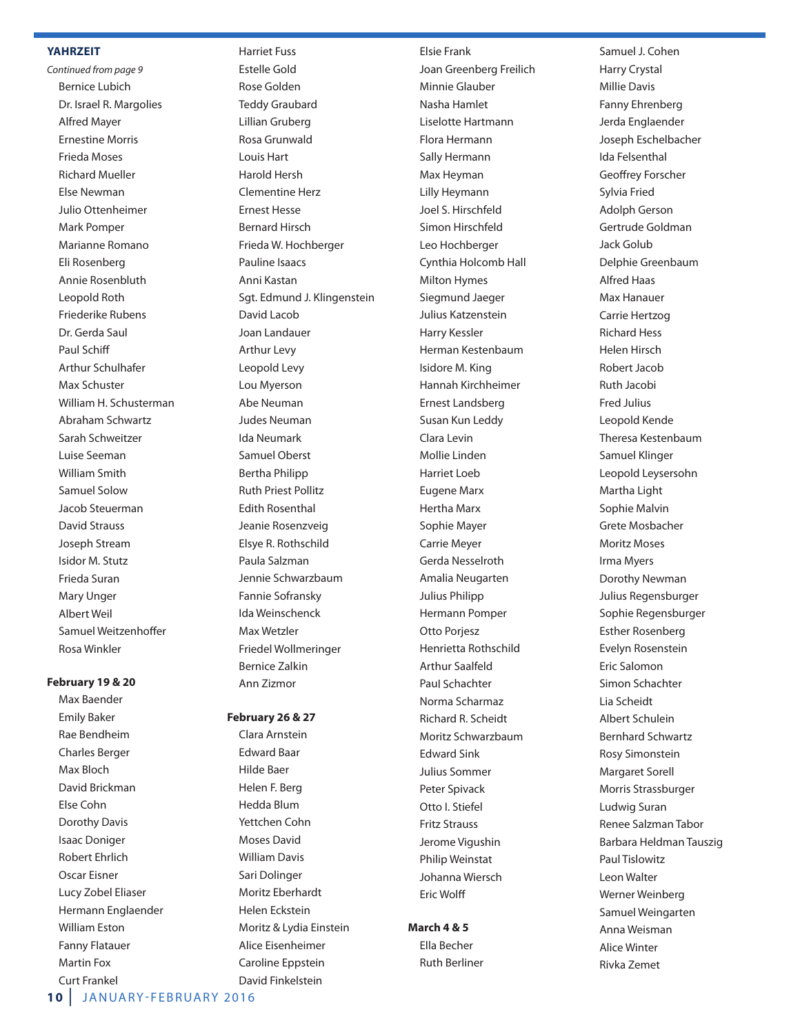**YAHRZEIT**

*Continued from page 9*

Bernice Lubich
Dr. Israel R. Margolies
Alfred Mayer
Ernestine Morris
Frieda Moses
Richard Mueller
Else Newman
Julio Ottenheimer
Mark Pomper
Marianne Romano
Eli Rosenberg
Annie Rosenbluth
Leopold Roth
Friederike Rubens
Dr. Gerda Saul
Paul Schiff
Arthur Schulhafer
Max Schuster
William H. Schusterman
Abraham Schwartz
Sarah Schweitzer
Luise Seeman
William Smith
Samuel Solow
Jacob Steuerman
David Strauss
Joseph Stream
Isidor M. Stutz
Frieda Suran
Mary Unger
Albert Weil
Samuel Weitzenhoffer
Rosa Winkler

**February 19 & 20**

Max Baender
Emily Baker
Rae Bendheim
Charles Berger
Max Bloch
David Brickman
Else Cohn
Dorothy Davis
Isaac Doniger
Robert Ehrlich
Oscar Eisner
Lucy Zobel Eliaser
Hermann Englaender
William Eston
Fanny Flatauer
Martin Fox
Curt Frankel
Harriet Fuss
Estelle Gold
Rose Golden
Teddy Graubard
Lillian Gruberg
Rosa Grunwald
Louis Hart
Harold Hersh
Clementine Herz
Ernest Hesse
Bernard Hirsch
Frieda W. Hochberger
Pauline Isaacs
Anni Kastan
Sgt. Edmund J. Klingenstein
David Lacob
Joan Landauer
Arthur Levy
Leopold Levy
Lou Myerson
Abe Neuman
Judes Neuman
Ida Neumark
Samuel Oberst
Bertha Philipp
Ruth Priest Pollitz
Edith Rosenthal
Jeanie Rosenzveig
Elsye R. Rothschild
Paula Salzman
Jennie Schwarzbaum
Fannie Sofransky
Ida Weinschenck
Max Wetzler
Friedel Wollmeringer
Bernice Zalkin
Ann Zizmor

**February 26 & 27**

Clara Arnstein
Edward Baar
Hilde Baer
Helen F. Berg
Hedda Blum
Yettchen Cohn
Moses David
William Davis
Sari Dolinger
Moritz Eberhardt
Helen Eckstein
Moritz & Lydia Einstein
Alice Eisenheimer
Caroline Eppstein
David Finkelstein
Elsie Frank
Joan Greenberg Freilich
Minnie Glauber
Nasha Hamlet
Liselotte Hartmann
Flora Hermann
Sally Hermann
Max Heyman
Lilly Heymann
Joel S. Hirschfeld
Simon Hirschfeld
Leo Hochberger
Cynthia Holcomb Hall
Milton Hymes
Siegmund Jaeger
Julius Katzenstein
Harry Kessler
Herman Kestenbaum
Isidore M. King
Hannah Kirchheimer
Ernest Landsberg
Susan Kun Leddy
Clara Levin
Mollie Linden
Harriet Loeb
Eugene Marx
Hertha Marx
Sophie Mayer
Carrie Meyer
Gerda Nesselroth
Amalia Neugarten
Julius Philipp
Hermann Pomper
Otto Porjesz
Henrietta Rothschild
Arthur Saalfeld
Paul Schachter
Norma Scharmaz
Richard R. Scheidt
Moritz Schwarzbaum
Edward Sink
Julius Sommer
Peter Spivack
Otto I. Stiefel
Fritz Strauss
Jerome Vigushin
Philip Weinstat
Johanna Wiersch
Eric Wolff

**March 4 & 5**

Ella Becher
Ruth Berliner
Samuel J. Cohen
Harry Crystal
Millie Davis
Fanny Ehrenberg
Jerda Englaender
Joseph Eschelbacher
Ida Felsenthal
Geoffrey Forscher
Sylvia Fried
Adolph Gerson
Gertrude Goldman
Jack Golub
Delphie Greenbaum
Alfred Haas
Max Hanauer
Carrie Hertzog
Richard Hess
Helen Hirsch
Robert Jacob
Ruth Jacobi
Fred Julius
Leopold Kende
Theresa Kestenbaum
Samuel Klinger
Leopold Leysersohn
Martha Light
Sophie Malvin
Grete Mosbacher
Moritz Moses
Irma Myers
Dorothy Newman
Julius Regensburger
Sophie Regensburger
Esther Rosenberg
Evelyn Rosenstein
Eric Salomon
Simon Schachter
Lia Scheidt
Albert Schulein
Bernhard Schwartz
Rosy Simonstein
Margaret Sorell
Morris Strassburger
Ludwig Suran
Renee Salzman Tabor
Barbara Heldman Tauszig
Paul Tislowitz
Leon Walter
Werner Weinberg
Samuel Weingarten
Anna Weisman
Alice Winter
Rivka Zemet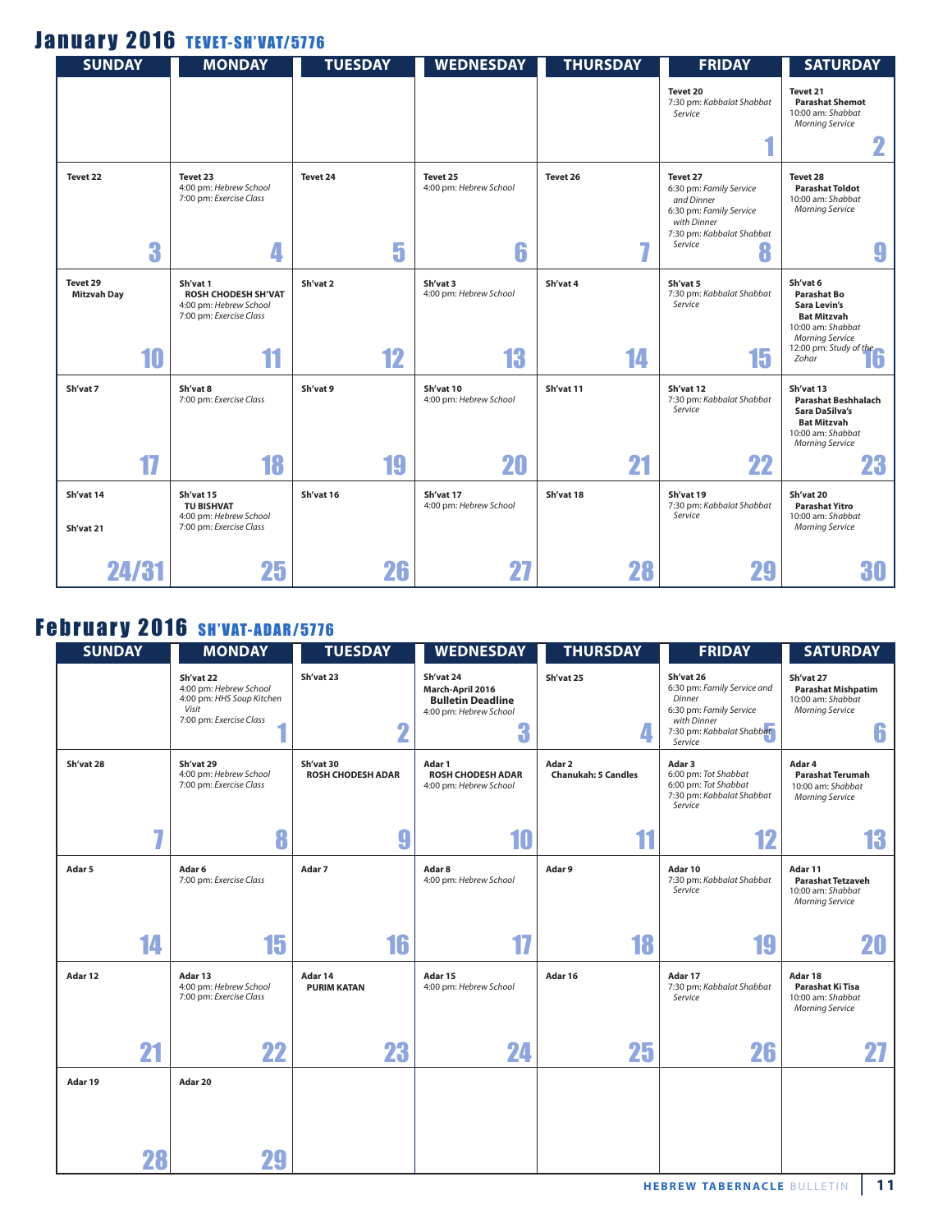# January 2016 TEVET-SH'VAT/5776

| SUNDAY | MONDAY | TUESDAY | WEDNESDAY | THURSDAY | FRIDAY | SATURDAY |
|---|---|---|---|---|---|---|
| | | | | | Tevet 20<br>7:30 pm: *Kabbalat Shabbat Service*<br>**1** | Tevet 21<br>**Parashat Shemot**<br>10:00 am: *Shabbat Morning Service*<br>**2** |
| Tevet 22<br>**3** | Tevet 23<br>4:00 pm: *Hebrew School*<br>7:00 pm: *Exercise Class*<br>**4** | Tevet 24<br>**5** | Tevet 25<br>4:00 pm: *Hebrew School*<br>**6** | Tevet 26<br>**7** | Tevet 27<br>6:30 pm: *Family Service and Dinner*<br>6:30 pm: *Family Service with Dinner*<br>7:30 pm: *Kabbalat Shabbat Service*<br>**8** | Tevet 28<br>**Parashat Toldot**<br>10:00 am: *Shabbat Morning Service*<br>**9** |
| Tevet 29<br>**Mitzvah Day**<br>**10** | Sh'vat 1<br>**ROSH CHODESH SH'VAT**<br>4:00 pm: *Hebrew School*<br>7:00 pm: *Exercise Class*<br>**11** | Sh'vat 2<br>**12** | Sh'vat 3<br>4:00 pm: *Hebrew School*<br>**13** | Sh'vat 4<br>**14** | Sh'vat 5<br>7:30 pm: *Kabbalat Shabbat Service*<br>**15** | Sh'vat 6<br>**Parashat Bo**<br>**Sara Levin's Bat Mitzvah**<br>10:00 am: *Shabbat Morning Service*<br>12:00 pm: *Study of the Zohar*<br>**16** |
| Sh'vat 7<br>**17** | Sh'vat 8<br>7:00 pm: *Exercise Class*<br>**18** | Sh'vat 9<br>**19** | Sh'vat 10<br>4:00 pm: *Hebrew School*<br>**20** | Sh'vat 11<br>**21** | Sh'vat 12<br>7:30 pm: *Kabbalat Shabbat Service*<br>**22** | Sh'vat 13<br>**Parashat Beshhalach**<br>**Sara DaSilva's Bat Mitzvah**<br>10:00 am: *Shabbat Morning Service*<br>**23** |
| Sh'vat 14<br>Sh'vat 21<br>**24/31** | Sh'vat 15<br>**TU BISHVAT**<br>4:00 pm: *Hebrew School*<br>7:00 pm: *Exercise Class*<br>**25** | Sh'vat 16<br>**26** | Sh'vat 17<br>4:00 pm: *Hebrew School*<br>**27** | Sh'vat 18<br>**28** | Sh'vat 19<br>7:30 pm: *Kabbalat Shabbat Service*<br>**29** | Sh'vat 20<br>**Parashat Yitro**<br>10:00 am: *Shabbat Morning Service*<br>**30** |

# February 2016 SH'VAT-ADAR/5776

| SUNDAY | MONDAY | TUESDAY | WEDNESDAY | THURSDAY | FRIDAY | SATURDAY |
|---|---|---|---|---|---|---|
| | Sh'vat 22<br>4:00 pm: *Hebrew School*<br>4:00 pm: *HHS Soup Kitchen Visit*<br>7:00 pm: *Exercise Class*<br>**1** | Sh'vat 23<br>**2** | Sh'vat 24<br>**March-April 2016 Bulletin Deadline**<br>4:00 pm: *Hebrew School*<br>**3** | Sh'vat 25<br>**4** | Sh'vat 26<br>6:30 pm: *Family Service and Dinner*<br>6:30 pm: *Family Service with Dinner*<br>7:30 pm: *Kabbalat Shabbat Service*<br>**5** | Sh'vat 27<br>**Parashat Mishpatim**<br>10:00 am: *Shabbat Morning Service*<br>**6** |
| Sh'vat 28<br>**7** | Sh'vat 29<br>4:00 pm: *Hebrew School*<br>7:00 pm: *Exercise Class*<br>**8** | Sh'vat 30<br>**ROSH CHODESH ADAR**<br>**9** | Adar 1<br>**ROSH CHODESH ADAR**<br>4:00 pm: *Hebrew School*<br>**10** | Adar 2<br>**Chanukah: 5 Candles**<br>**11** | Adar 3<br>6:00 pm: *Tot Shabbat*<br>6:00 pm: *Tot Shabbat*<br>7:30 pm: *Kabbalat Shabbat Service*<br>**12** | Adar 4<br>**Parashat Terumah**<br>10:00 am: *Shabbat Morning Service*<br>**13** |
| Adar 5<br>**14** | Adar 6<br>7:00 pm: *Exercise Class*<br>**15** | Adar 7<br>**16** | Adar 8<br>4:00 pm: *Hebrew School*<br>**17** | Adar 9<br>**18** | Adar 10<br>7:30 pm: *Kabbalat Shabbat Service*<br>**19** | Adar 11<br>**Parashat Tetzaveh**<br>10:00 am: *Shabbat Morning Service*<br>**20** |
| Adar 12<br>**21** | Adar 13<br>4:00 pm: *Hebrew School*<br>7:00 pm: *Exercise Class*<br>**22** | Adar 14<br>**PURIM KATAN**<br>**23** | Adar 15<br>4:00 pm: *Hebrew School*<br>**24** | Adar 16<br>**25** | Adar 17<br>7:30 pm: *Kabbalat Shabbat Service*<br>**26** | Adar 18<br>**Parashat Ki Tisa**<br>10:00 am: *Shabbat Morning Service*<br>**27** |
| Adar 19<br>**28** | Adar 20<br>**29** | | | | | |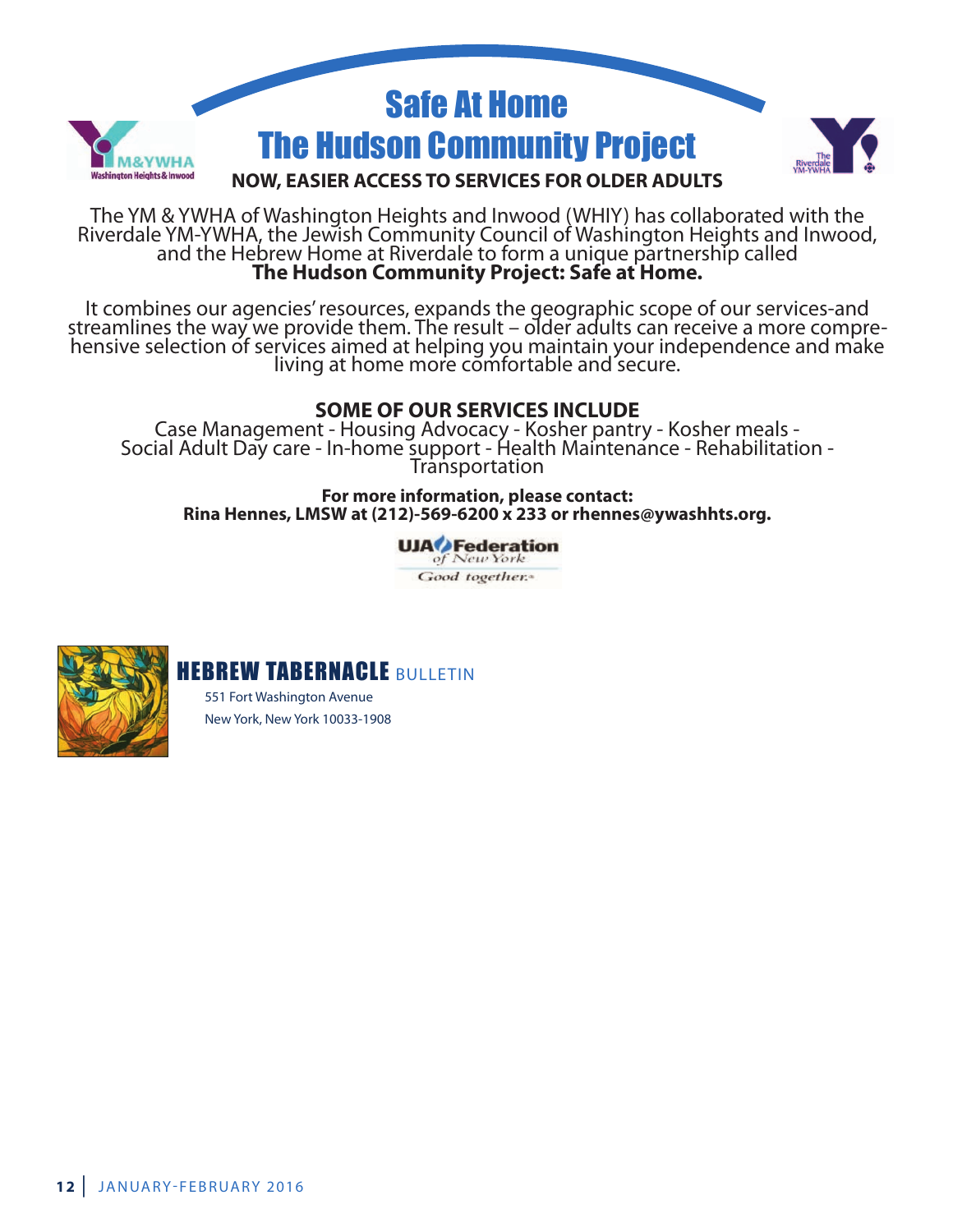# Safe At Home

# The Hudson Community Project

**NOW, EASIER ACCESS TO SERVICES FOR OLDER ADULTS**

The YM & YWHA of Washington Heights and Inwood (WHIY) has collaborated with the Riverdale YM-YWHA, the Jewish Community Council of Washington Heights and Inwood, and the Hebrew Home at Riverdale to form a unique partnership called **The Hudson Community Project: Safe at Home.**

It combines our agencies' resources, expands the geographic scope of our services-and streamlines the way we provide them. The result – older adults can receive a more comprehensive selection of services aimed at helping you maintain your independence and make living at home more comfortable and secure.

**SOME OF OUR SERVICES INCLUDE**

Case Management - Housing Advocacy - Kosher pantry - Kosher meals - Social Adult Day care - In-home support - Health Maintenance - Rehabilitation - Transportation

**For more information, please contact:**
**Rina Hennes, LMSW at (212)-569-6200 x 233 or rhennes@ywashhts.org.**

UJA Federation of New York
Good together.

**HEBREW TABERNACLE** BULLETIN
551 Fort Washington Avenue
New York, New York 10033-1908